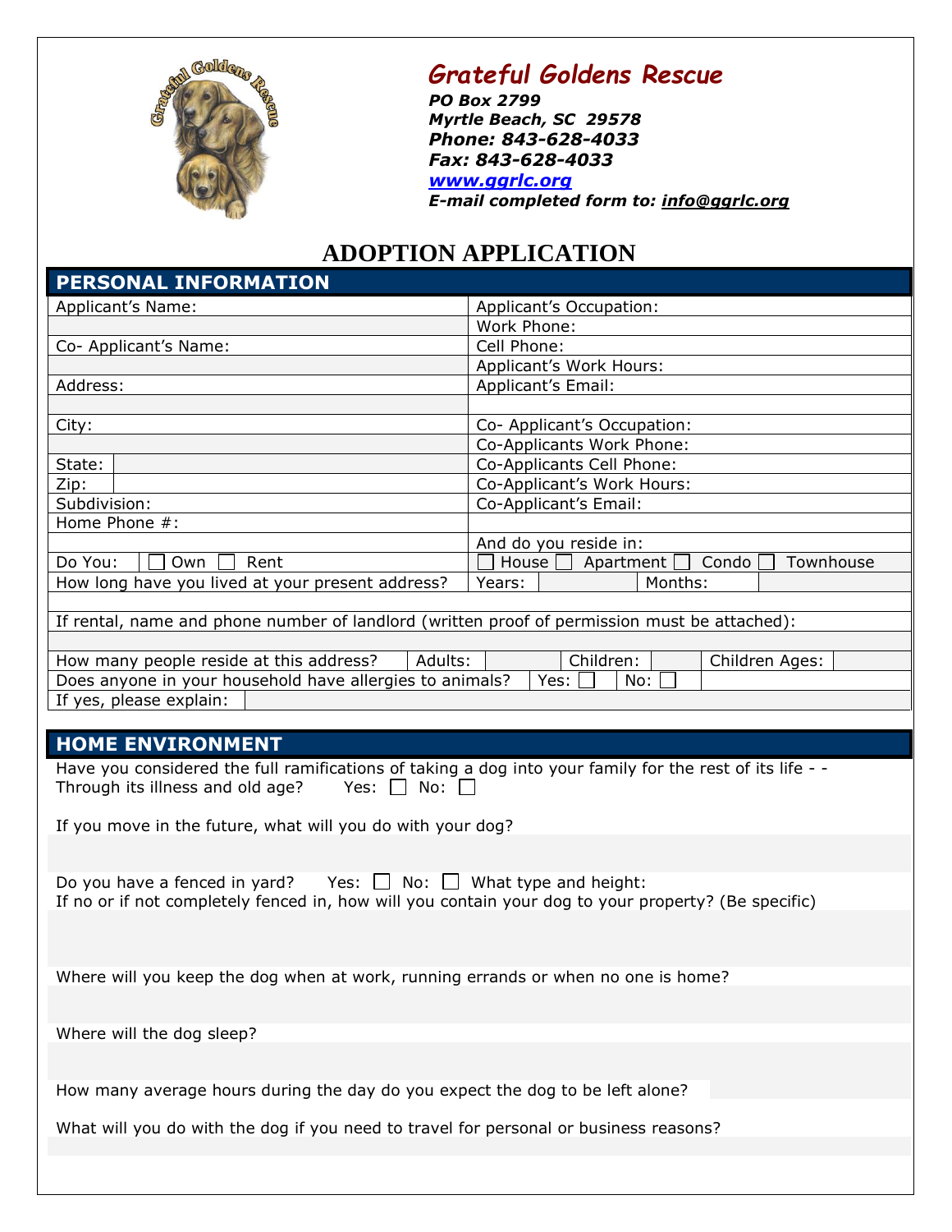# Grateful Goldens Rescue

***PO Box 2799***
***Myrtle Beach, SC 29578***
***Phone: 843-628-4033***
***Fax: 843-628-4033***
***www.ggrlc.org***
***E-mail completed form to: info@ggrlc.org***

# ADOPTION APPLICATION

## PERSONAL INFORMATION

| | |
|---|---|
| Applicant's Name: | Applicant's Occupation: |
| | Work Phone: |
| Co- Applicant's Name: | Cell Phone: |
| | Applicant's Work Hours: |
| Address: | Applicant's Email: |
| | |
| City: | Co- Applicant's Occupation: |
| | Co-Applicants Work Phone: |
| State: | Co-Applicants Cell Phone: |
| Zip: | Co-Applicant's Work Hours: |
| Subdivision: | Co-Applicant's Email: |
| Home Phone #: | |
| | And do you reside in: |
| Do You: ☐ Own ☐ Rent | ☐ House ☐ Apartment ☐ Condo ☐ Townhouse |
| How long have you lived at your present address? | Years: Months: |

If rental, name and phone number of landlord (written proof of permission must be attached):

| How many people reside at this address? | Adults: | | Children: | | Children Ages: | |
|---|---|---|---|---|---|---|

Does anyone in your household have allergies to animals? Yes: ☐ No: ☐

If yes, please explain:

## HOME ENVIRONMENT

Have you considered the full ramifications of taking a dog into your family for the rest of its life - - Through its illness and old age? Yes: ☐ No: ☐

If you move in the future, what will you do with your dog?

Do you have a fenced in yard? Yes: ☐ No: ☐ What type and height:
If no or if not completely fenced in, how will you contain your dog to your property? (Be specific)

Where will you keep the dog when at work, running errands or when no one is home?

Where will the dog sleep?

How many average hours during the day do you expect the dog to be left alone?

What will you do with the dog if you need to travel for personal or business reasons?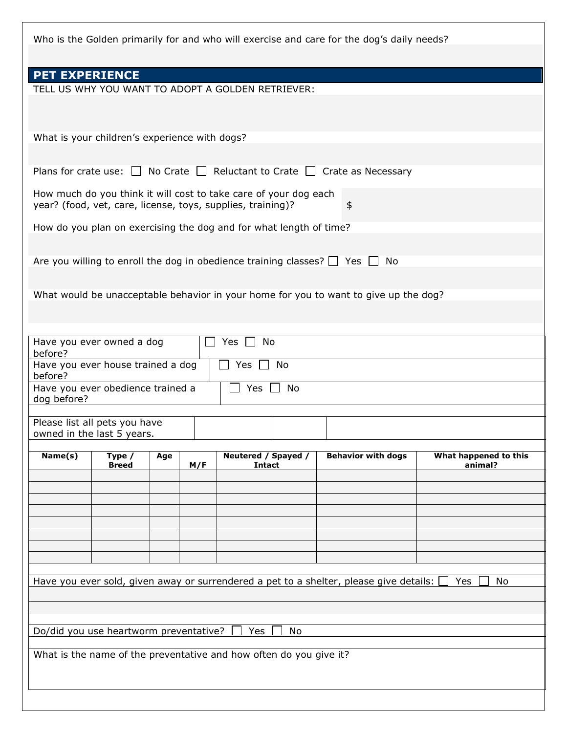Who is the Golden primarily for and who will exercise and care for the dog's daily needs?

## PET EXPERIENCE

TELL US WHY YOU WANT TO ADOPT A GOLDEN RETRIEVER:

What is your children's experience with dogs?

Plans for crate use: ☐ No Crate ☐ Reluctant to Crate ☐ Crate as Necessary

How much do you think it will cost to take care of your dog each year? (food, vet, care, license, toys, supplies, training)? $

How do you plan on exercising the dog and for what length of time?

Are you willing to enroll the dog in obedience training classes? ☐ Yes ☐ No

What would be unacceptable behavior in your home for you to want to give up the dog?

| | |
|---|---|
| Have you ever owned a dog before? | ☐ Yes ☐ No |
| Have you ever house trained a dog before? | ☐ Yes ☐ No |
| Have you ever obedience trained a dog before? | ☐ Yes ☐ No |

Please list all pets you have owned in the last 5 years.

| Name(s) | Type / Breed | Age | M/F | Neutered / Spayed / Intact | Behavior with dogs | What happened to this animal? |
|---|---|---|---|---|---|---|
| | | | | | | |
| | | | | | | |
| | | | | | | |
| | | | | | | |
| | | | | | | |
| | | | | | | |
| | | | | | | |
| | | | | | | |

Have you ever sold, given away or surrendered a pet to a shelter, please give details: ☐ Yes ☐ No

Do/did you use heartworm preventative? ☐ Yes ☐ No

What is the name of the preventative and how often do you give it?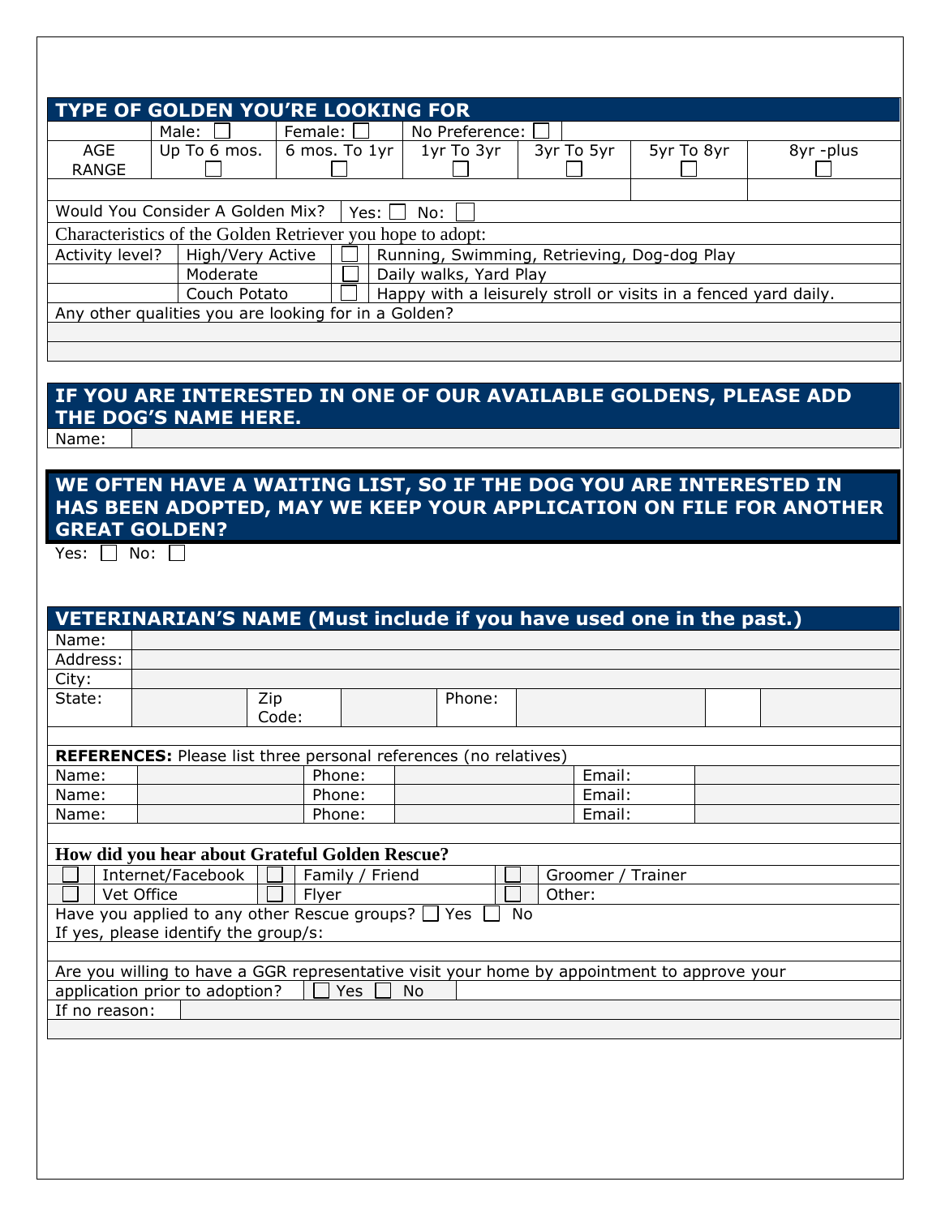## TYPE OF GOLDEN YOU'RE LOOKING FOR

| | Male: ☐ | Female: ☐ | No Preference: ☐ | | | |
|---|---|---|---|---|---|---|
| AGE RANGE | Up To 6 mos. ☐ | 6 mos. To 1yr ☐ | 1yr To 3yr ☐ | 3yr To 5yr ☐ | 5yr To 8yr ☐ | 8yr -plus ☐ |

Would You Consider A Golden Mix? Yes: ☐ No: ☐

Characteristics of the Golden Retriever you hope to adopt:

| Activity level? | | | |
|---|---|---|---|
| Activity level? | High/Very Active | ☐ | Running, Swimming, Retrieving, Dog-dog Play |
| | Moderate | ☐ | Daily walks, Yard Play |
| | Couch Potato | ☐ | Happy with a leisurely stroll or visits in a fenced yard daily. |

Any other qualities you are looking for in a Golden?

## IF YOU ARE INTERESTED IN ONE OF OUR AVAILABLE GOLDENS, PLEASE ADD THE DOG'S NAME HERE.

Name:

## WE OFTEN HAVE A WAITING LIST, SO IF THE DOG YOU ARE INTERESTED IN HAS BEEN ADOPTED, MAY WE KEEP YOUR APPLICATION ON FILE FOR ANOTHER GREAT GOLDEN?

Yes: ☐ No: ☐

## VETERINARIAN'S NAME (Must include if you have used one in the past.)

Name:

Address:

City:

| State: | | Zip Code: | | Phone: | |
|---|---|---|---|---|---|

**REFERENCES:** Please list three personal references (no relatives)

| Name: | | Phone: | | Email: | |
|---|---|---|---|---|---|
| Name: | | Phone: | | Email: | |
| Name: | | Phone: | | Email: | |

**How did you hear about Grateful Golden Rescue?**

| | | | | | |
|---|---|---|---|---|---|
| ☐ | Internet/Facebook | ☐ | Family / Friend | ☐ | Groomer / Trainer |
| ☐ | Vet Office | ☐ | Flyer | ☐ | Other: |

Have you applied to any other Rescue groups? ☐ Yes ☐ No

If yes, please identify the group/s:

Are you willing to have a GGR representative visit your home by appointment to approve your application prior to adoption? ☐ Yes ☐ No

If no reason: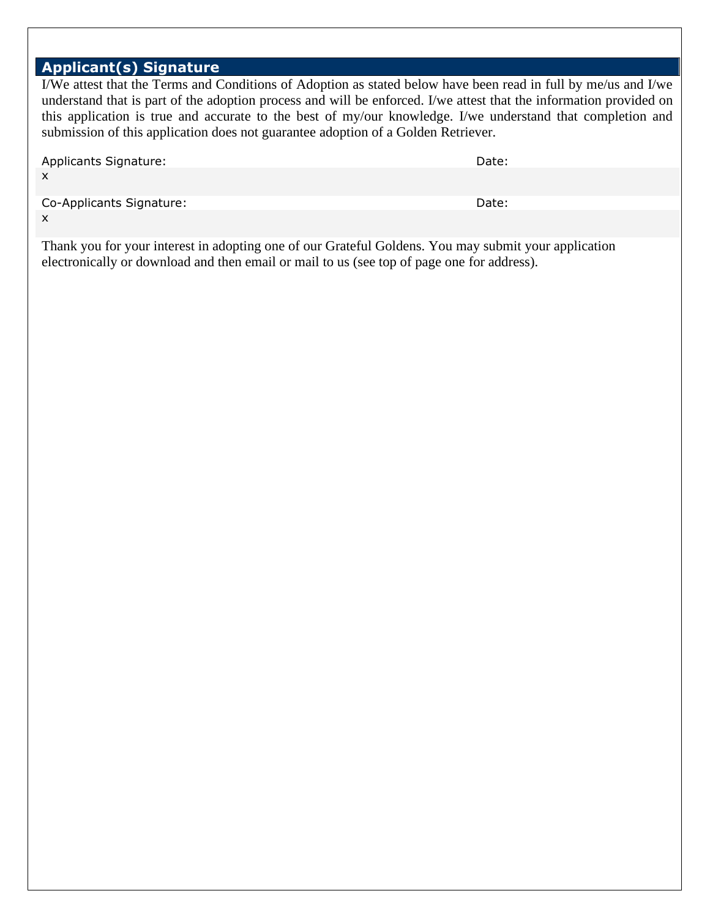## Applicant(s) Signature

I/We attest that the Terms and Conditions of Adoption as stated below have been read in full by me/us and I/we understand that is part of the adoption process and will be enforced. I/we attest that the information provided on this application is true and accurate to the best of my/our knowledge. I/we understand that completion and submission of this application does not guarantee adoption of a Golden Retriever.

| Applicants Signature: | Date: |
|---|---|
| x | |

| Co-Applicants Signature: | Date: |
|---|---|
| x | |

Thank you for your interest in adopting one of our Grateful Goldens. You may submit your application electronically or download and then email or mail to us (see top of page one for address).